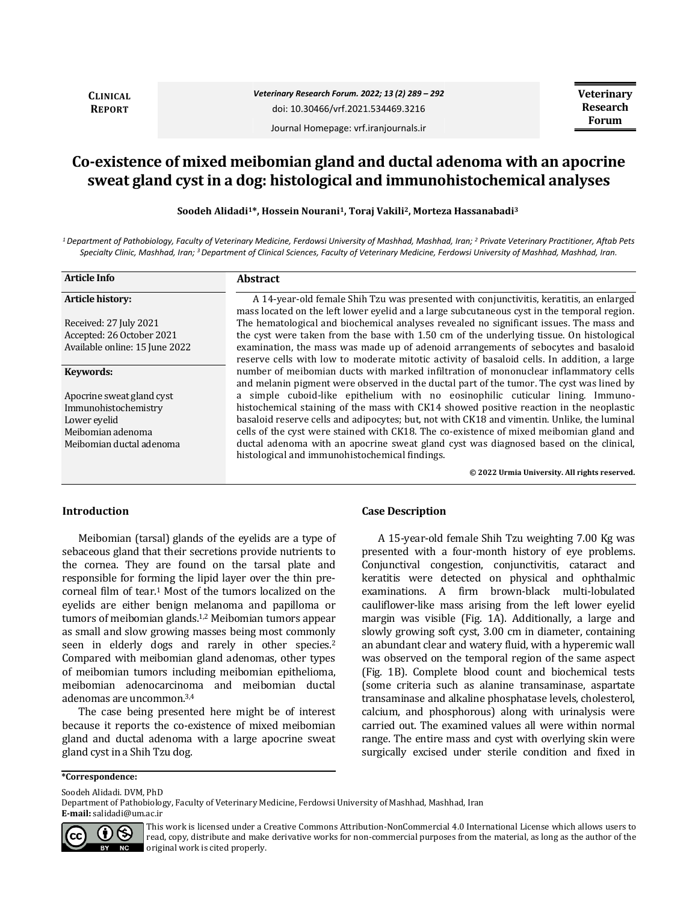**Clinical Report**

# Co-existence of mixed meibomian gland and ductal adenoma with an apocrine sweat gland cyst in a dog: histological and immunohistochemical analyses

**Soodeh Alidadi[1]*, Hossein Nourani[1], Toraj Vakili[2], Morteza Hassanabadi[3]**

*[1] Department of Pathobiology, Faculty of Veterinary Medicine, Ferdowsi University of Mashhad, Mashhad, Iran; [2] Private Veterinary Practitioner, Aftab Pets Specialty Clinic, Mashhad, Iran; [3] Department of Clinical Sciences, Faculty of Veterinary Medicine, Ferdowsi University of Mashhad, Mashhad, Iran.*

**Article Info**

**Article history:**

Received: 27 July 2021
Accepted: 26 October 2021
Available online: 15 June 2022

**Keywords:**

Apocrine sweat gland cyst
Immunohistochemistry
Lower eyelid
Meibomian adenoma
Meibomian ductal adenoma

## Abstract

A 14-year-old female Shih Tzu was presented with conjunctivitis, keratitis, an enlarged mass located on the left lower eyelid and a large subcutaneous cyst in the temporal region. The hematological and biochemical analyses revealed no significant issues. The mass and the cyst were taken from the base with 1.50 cm of the underlying tissue. On histological examination, the mass was made up of adenoid arrangements of sebocytes and basaloid reserve cells with low to moderate mitotic activity of basaloid cells. In addition, a large number of meibomian ducts with marked infiltration of mononuclear inflammatory cells and melanin pigment were observed in the ductal part of the tumor. The cyst was lined by a simple cuboid-like epithelium with no eosinophilic cuticular lining. Immuno-histochemical staining of the mass with CK14 showed positive reaction in the neoplastic basaloid reserve cells and adipocytes; but, not with CK18 and vimentin. Unlike, the luminal cells of the cyst were stained with CK18. The co-existence of mixed meibomian gland and ductal adenoma with an apocrine sweat gland cyst was diagnosed based on the clinical, histological and immunohistochemical findings.

**© 2022 Urmia University. All rights reserved.**

## Introduction

Meibomian (tarsal) glands of the eyelids are a type of sebaceous gland that their secretions provide nutrients to the cornea. They are found on the tarsal plate and responsible for forming the lipid layer over the thin pre-corneal film of tear.[1] Most of the tumors localized on the eyelids are either benign melanoma and papilloma or tumors of meibomian glands.[1,2] Meibomian tumors appear as small and slow growing masses being most commonly seen in elderly dogs and rarely in other species.[2] Compared with meibomian gland adenomas, other types of meibomian tumors including meibomian epithelioma, meibomian adenocarcinoma and meibomian ductal adenomas are uncommon.[3,4]

The case being presented here might be of interest because it reports the co-existence of mixed meibomian gland and ductal adenoma with a large apocrine sweat gland cyst in a Shih Tzu dog.

## Case Description

A 15-year-old female Shih Tzu weighting 7.00 Kg was presented with a four-month history of eye problems. Conjunctival congestion, conjunctivitis, cataract and keratitis were detected on physical and ophthalmic examinations. A firm brown-black multi-lobulated cauliflower-like mass arising from the left lower eyelid margin was visible (Fig. 1A). Additionally, a large and slowly growing soft cyst, 3.00 cm in diameter, containing an abundant clear and watery fluid, with a hyperemic wall was observed on the temporal region of the same aspect (Fig. 1B). Complete blood count and biochemical tests (some criteria such as alanine transaminase, aspartate transaminase and alkaline phosphatase levels, cholesterol, calcium, and phosphorous) along with urinalysis were carried out. The examined values all were within normal range. The entire mass and cyst with overlying skin were surgically excised under sterile condition and fixed in

---

***Correspondence:**

Soodeh Alidadi. DVM, PhD
Department of Pathobiology, Faculty of Veterinary Medicine, Ferdowsi University of Mashhad, Mashhad, Iran
**E-mail:** salidadi@um.ac.ir

This work is licensed under a Creative Commons Attribution-NonCommercial 4.0 International License which allows users to read, copy, distribute and make derivative works for non-commercial purposes from the material, as long as the author of the original work is cited properly.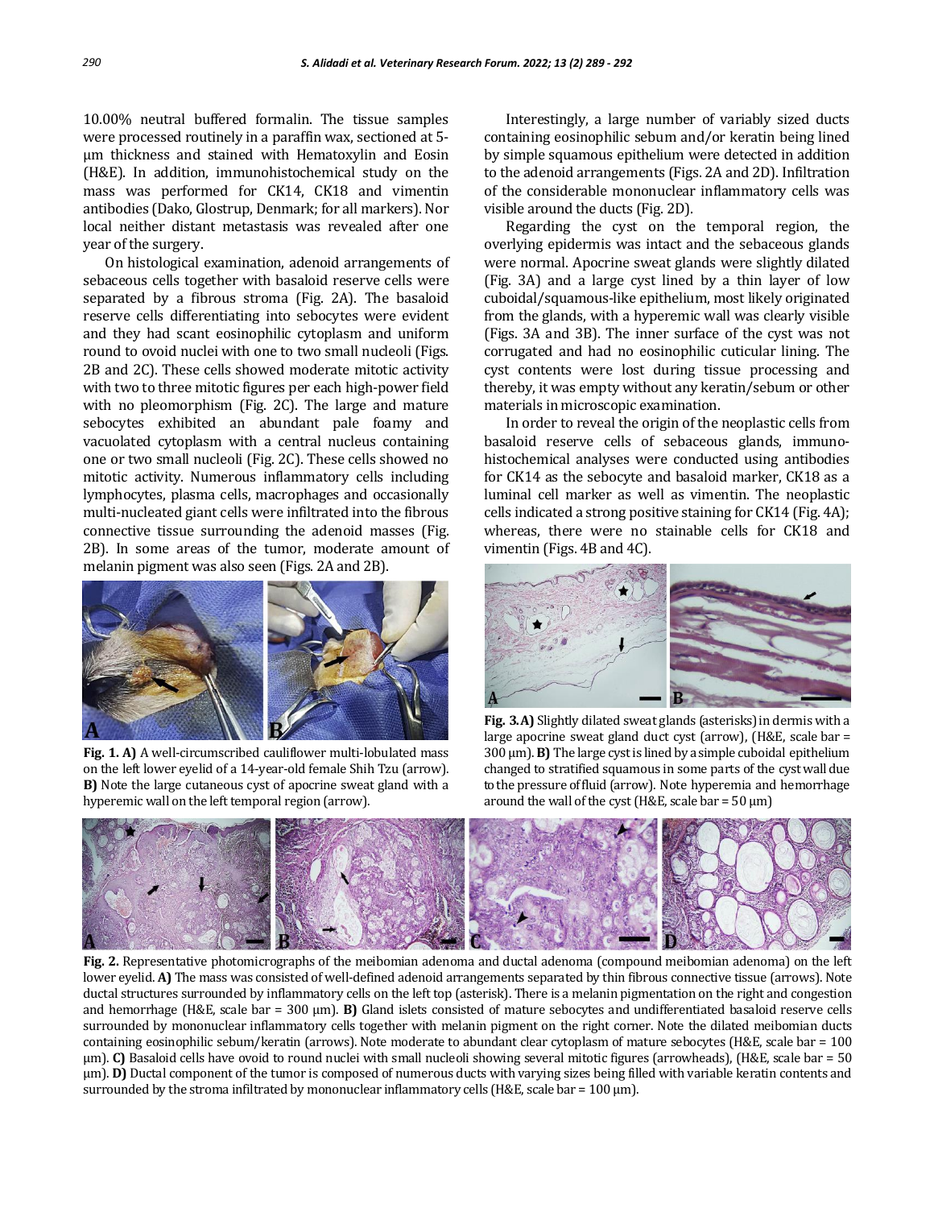10.00% neutral buffered formalin. The tissue samples were processed routinely in a paraffin wax, sectioned at 5-µm thickness and stained with Hematoxylin and Eosin (H&E). In addition, immunohistochemical study on the mass was performed for CK14, CK18 and vimentin antibodies (Dako, Glostrup, Denmark; for all markers). Nor local neither distant metastasis was revealed after one year of the surgery.

On histological examination, adenoid arrangements of sebaceous cells together with basaloid reserve cells were separated by a fibrous stroma (Fig. 2A). The basaloid reserve cells differentiating into sebocytes were evident and they had scant eosinophilic cytoplasm and uniform round to ovoid nuclei with one to two small nucleoli (Figs. 2B and 2C). These cells showed moderate mitotic activity with two to three mitotic figures per each high-power field with no pleomorphism (Fig. 2C). The large and mature sebocytes exhibited an abundant pale foamy and vacuolated cytoplasm with a central nucleus containing one or two small nucleoli (Fig. 2C). These cells showed no mitotic activity. Numerous inflammatory cells including lymphocytes, plasma cells, macrophages and occasionally multi-nucleated giant cells were infiltrated into the fibrous connective tissue surrounding the adenoid masses (Fig. 2B). In some areas of the tumor, moderate amount of melanin pigment was also seen (Figs. 2A and 2B).

**Fig. 1. A)** A well-circumscribed cauliflower multi-lobulated mass on the left lower eyelid of a 14-year-old female Shih Tzu (arrow). **B)** Note the large cutaneous cyst of apocrine sweat gland with a hyperemic wall on the left temporal region (arrow).

Interestingly, a large number of variably sized ducts containing eosinophilic sebum and/or keratin being lined by simple squamous epithelium were detected in addition to the adenoid arrangements (Figs. 2A and 2D). Infiltration of the considerable mononuclear inflammatory cells was visible around the ducts (Fig. 2D).

Regarding the cyst on the temporal region, the overlying epidermis was intact and the sebaceous glands were normal. Apocrine sweat glands were slightly dilated (Fig. 3A) and a large cyst lined by a thin layer of low cuboidal/squamous-like epithelium, most likely originated from the glands, with a hyperemic wall was clearly visible (Figs. 3A and 3B). The inner surface of the cyst was not corrugated and had no eosinophilic cuticular lining. The cyst contents were lost during tissue processing and thereby, it was empty without any keratin/sebum or other materials in microscopic examination.

In order to reveal the origin of the neoplastic cells from basaloid reserve cells of sebaceous glands, immunohistochemical analyses were conducted using antibodies for CK14 as the sebocyte and basaloid marker, CK18 as a luminal cell marker as well as vimentin. The neoplastic cells indicated a strong positive staining for CK14 (Fig. 4A); whereas, there were no stainable cells for CK18 and vimentin (Figs. 4B and 4C).

**Fig. 3. A)** Slightly dilated sweat glands (asterisks) in dermis with a large apocrine sweat gland duct cyst (arrow), (H&E, scale bar = 300 µm). **B)** The large cyst is lined by a simple cuboidal epithelium changed to stratified squamous in some parts of the cyst wall due to the pressure of fluid (arrow). Note hyperemia and hemorrhage around the wall of the cyst (H&E, scale bar = 50 µm)

**Fig. 2.** Representative photomicrographs of the meibomian adenoma and ductal adenoma (compound meibomian adenoma) on the left lower eyelid. **A)** The mass was consisted of well-defined adenoid arrangements separated by thin fibrous connective tissue (arrows). Note ductal structures surrounded by inflammatory cells on the left top (asterisk). There is a melanin pigmentation on the right and congestion and hemorrhage (H&E, scale bar = 300 µm). **B)** Gland islets consisted of mature sebocytes and undifferentiated basaloid reserve cells surrounded by mononuclear inflammatory cells together with melanin pigment on the right corner. Note the dilated meibomian ducts containing eosinophilic sebum/keratin (arrows). Note moderate to abundant clear cytoplasm of mature sebocytes (H&E, scale bar = 100 µm). **C)** Basaloid cells have ovoid to round nuclei with small nucleoli showing several mitotic figures (arrowheads), (H&E, scale bar = 50 µm). **D)** Ductal component of the tumor is composed of numerous ducts with varying sizes being filled with variable keratin contents and surrounded by the stroma infiltrated by mononuclear inflammatory cells (H&E, scale bar = 100 µm).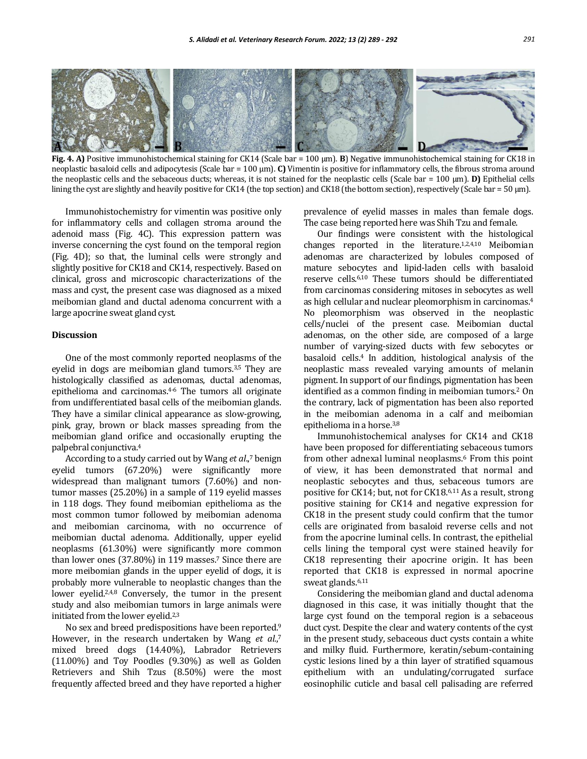**Fig. 4. A)** Positive immunohistochemical staining for CK14 (Scale bar = 100 μm). **B**) Negative immunohistochemical staining for CK18 in neoplastic basaloid cells and adipocytesis (Scale bar = 100 μm). **C)** Vimentin is positive for inflammatory cells, the fibrous stroma around the neoplastic cells and the sebaceous ducts; whereas, it is not stained for the neoplastic cells (Scale bar = 100 μm). **D)** Epithelial cells lining the cyst are slightly and heavily positive for CK14 (the top section) and CK18 (the bottom section), respectively (Scale bar = 50 μm).

Immunohistochemistry for vimentin was positive only for inflammatory cells and collagen stroma around the adenoid mass (Fig. 4C). This expression pattern was inverse concerning the cyst found on the temporal region (Fig. 4D); so that, the luminal cells were strongly and slightly positive for CK18 and CK14, respectively. Based on clinical, gross and microscopic characterizations of the mass and cyst, the present case was diagnosed as a mixed meibomian gland and ductal adenoma concurrent with a large apocrine sweat gland cyst.

## Discussion

One of the most commonly reported neoplasms of the eyelid in dogs are meibomian gland tumors.[3,5] They are histologically classified as adenomas, ductal adenomas, epithelioma and carcinomas.[4-6] The tumors all originate from undifferentiated basal cells of the meibomian glands. They have a similar clinical appearance as slow-growing, pink, gray, brown or black masses spreading from the meibomian gland orifice and occasionally erupting the palpebral conjunctiva.[4]

According to a study carried out by Wang *et al*.,[7] benign eyelid tumors (67.20%) were significantly more widespread than malignant tumors (7.60%) and non-tumor masses (25.20%) in a sample of 119 eyelid masses in 118 dogs. They found meibomian epithelioma as the most common tumor followed by meibomian adenoma and meibomian carcinoma, with no occurrence of meibomian ductal adenoma. Additionally, upper eyelid neoplasms (61.30%) were significantly more common than lower ones (37.80%) in 119 masses.[7] Since there are more meibomian glands in the upper eyelid of dogs, it is probably more vulnerable to neoplastic changes than the lower eyelid.[2,4,8] Conversely, the tumor in the present study and also meibomian tumors in large animals were initiated from the lower eyelid.[2,3]

No sex and breed predispositions have been reported.[9] However, in the research undertaken by Wang *et al*.,[7] mixed breed dogs (14.40%), Labrador Retrievers (11.00%) and Toy Poodles (9.30%) as well as Golden Retrievers and Shih Tzus (8.50%) were the most frequently affected breed and they have reported a higher prevalence of eyelid masses in males than female dogs. The case being reported here was Shih Tzu and female.

Our findings were consistent with the histological changes reported in the literature.[1,2,4,10] Meibomian adenomas are characterized by lobules composed of mature sebocytes and lipid-laden cells with basaloid reserve cells.[6,10] These tumors should be differentiated from carcinomas considering mitoses in sebocytes as well as high cellular and nuclear pleomorphism in carcinomas.[4] No pleomorphism was observed in the neoplastic cells/nuclei of the present case. Meibomian ductal adenomas, on the other side, are composed of a large number of varying-sized ducts with few sebocytes or basaloid cells.[4] In addition, histological analysis of the neoplastic mass revealed varying amounts of melanin pigment. In support of our findings, pigmentation has been identified as a common finding in meibomian tumors.[2] On the contrary, lack of pigmentation has been also reported in the meibomian adenoma in a calf and meibomian epithelioma in a horse.[3,8]

Immunohistochemical analyses for CK14 and CK18 have been proposed for differentiating sebaceous tumors from other adnexal luminal neoplasms.[6] From this point of view, it has been demonstrated that normal and neoplastic sebocytes and thus, sebaceous tumors are positive for CK14; but, not for CK18.[6,11] As a result, strong positive staining for CK14 and negative expression for CK18 in the present study could confirm that the tumor cells are originated from basaloid reverse cells and not from the apocrine luminal cells. In contrast, the epithelial cells lining the temporal cyst were stained heavily for CK18 representing their apocrine origin. It has been reported that CK18 is expressed in normal apocrine sweat glands.[6,11]

Considering the meibomian gland and ductal adenoma diagnosed in this case, it was initially thought that the large cyst found on the temporal region is a sebaceous duct cyst. Despite the clear and watery contents of the cyst in the present study, sebaceous duct cysts contain a white and milky fluid. Furthermore, keratin/sebum-containing cystic lesions lined by a thin layer of stratified squamous epithelium with an undulating/corrugated surface eosinophilic cuticle and basal cell palisading are referred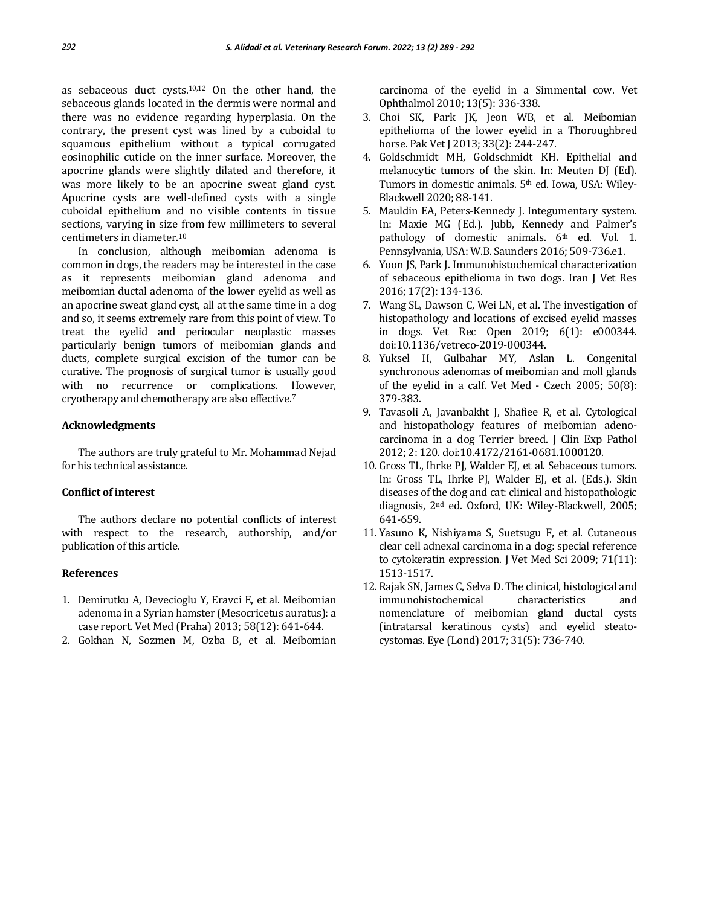as sebaceous duct cysts.[10,12] On the other hand, the sebaceous glands located in the dermis were normal and there was no evidence regarding hyperplasia. On the contrary, the present cyst was lined by a cuboidal to squamous epithelium without a typical corrugated eosinophilic cuticle on the inner surface. Moreover, the apocrine glands were slightly dilated and therefore, it was more likely to be an apocrine sweat gland cyst. Apocrine cysts are well-defined cysts with a single cuboidal epithelium and no visible contents in tissue sections, varying in size from few millimeters to several centimeters in diameter.[10]

In conclusion, although meibomian adenoma is common in dogs, the readers may be interested in the case as it represents meibomian gland adenoma and meibomian ductal adenoma of the lower eyelid as well as an apocrine sweat gland cyst, all at the same time in a dog and so, it seems extremely rare from this point of view. To treat the eyelid and periocular neoplastic masses particularly benign tumors of meibomian glands and ducts, complete surgical excision of the tumor can be curative. The prognosis of surgical tumor is usually good with no recurrence or complications. However, cryotherapy and chemotherapy are also effective.[7]

## Acknowledgments

The authors are truly grateful to Mr. Mohammad Nejad for his technical assistance.

## Conflict of interest

The authors declare no potential conflicts of interest with respect to the research, authorship, and/or publication of this article.

## References

1. Demirutku A, Devecioglu Y, Eravci E, et al. Meibomian adenoma in a Syrian hamster (Mesocricetus auratus): a case report. Vet Med (Praha) 2013; 58(12): 641-644.
2. Gokhan N, Sozmen M, Ozba B, et al. Meibomian carcinoma of the eyelid in a Simmental cow. Vet Ophthalmol 2010; 13(5): 336-338.
3. Choi SK, Park JK, Jeon WB, et al. Meibomian epithelioma of the lower eyelid in a Thoroughbred horse. Pak Vet J 2013; 33(2): 244-247.
4. Goldschmidt MH, Goldschmidt KH. Epithelial and melanocytic tumors of the skin. In: Meuten DJ (Ed). Tumors in domestic animals. 5th ed. Iowa, USA: Wiley-Blackwell 2020; 88-141.
5. Mauldin EA, Peters-Kennedy J. Integumentary system. In: Maxie MG (Ed.). Jubb, Kennedy and Palmer's pathology of domestic animals. 6th ed. Vol. 1. Pennsylvania, USA: W.B. Saunders 2016; 509-736.e1.
6. Yoon JS, Park J. Immunohistochemical characterization of sebaceous epithelioma in two dogs. Iran J Vet Res 2016; 17(2): 134-136.
7. Wang SL, Dawson C, Wei LN, et al. The investigation of histopathology and locations of excised eyelid masses in dogs. Vet Rec Open 2019; 6(1): e000344. doi:10.1136/vetreco-2019-000344.
8. Yuksel H, Gulbahar MY, Aslan L. Congenital synchronous adenomas of meibomian and moll glands of the eyelid in a calf. Vet Med - Czech 2005; 50(8): 379-383.
9. Tavasoli A, Javanbakht J, Shafiee R, et al. Cytological and histopathology features of meibomian adenocarcinoma in a dog Terrier breed. J Clin Exp Pathol 2012; 2: 120. doi:10.4172/2161-0681.1000120.
10. Gross TL, Ihrke PJ, Walder EJ, et al. Sebaceous tumors. In: Gross TL, Ihrke PJ, Walder EJ, et al. (Eds.). Skin diseases of the dog and cat: clinical and histopathologic diagnosis, 2nd ed. Oxford, UK: Wiley-Blackwell, 2005; 641-659.
11. Yasuno K, Nishiyama S, Suetsugu F, et al. Cutaneous clear cell adnexal carcinoma in a dog: special reference to cytokeratin expression. J Vet Med Sci 2009; 71(11): 1513-1517.
12. Rajak SN, James C, Selva D. The clinical, histological and immunohistochemical characteristics and nomenclature of meibomian gland ductal cysts (intratarsal keratinous cysts) and eyelid steatocystomas. Eye (Lond) 2017; 31(5): 736-740.